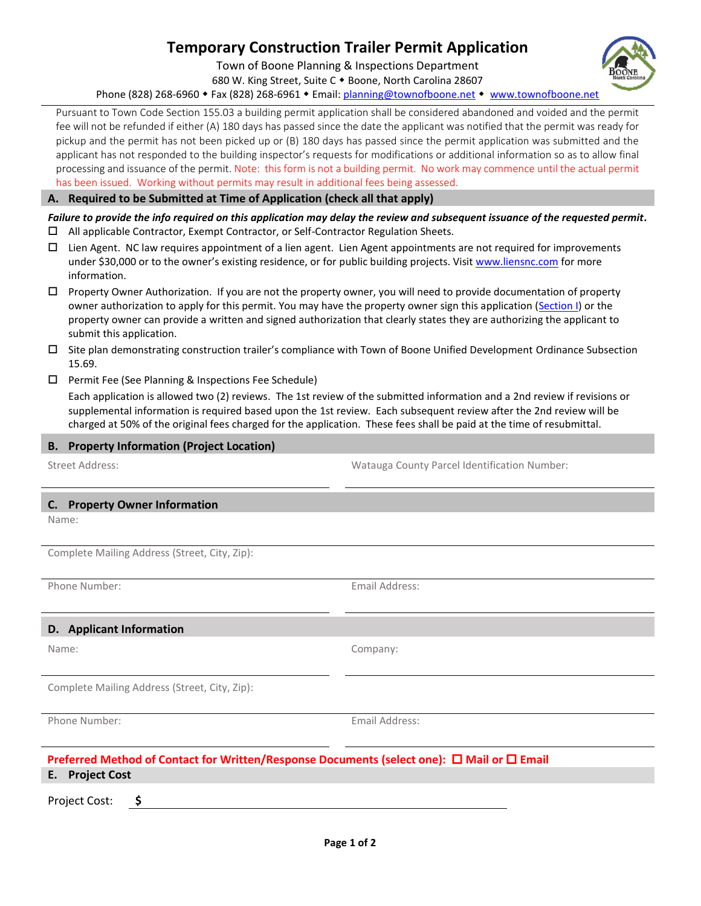# Temporary Construction Trailer Permit Application

Town of Boone Planning & Inspections Department
680 W. King Street, Suite C ◆ Boone, North Carolina 28607
Phone (828) 268-6960 ◆ Fax (828) 268-6961 ◆ Email: planning@townofboone.net ◆ www.townofboone.net

Pursuant to Town Code Section 155.03 a building permit application shall be considered abandoned and voided and the permit fee will not be refunded if either (A) 180 days has passed since the date the applicant was notified that the permit was ready for pickup and the permit has not been picked up or (B) 180 days has passed since the permit application was submitted and the applicant has not responded to the building inspector's requests for modifications or additional information so as to allow final processing and issuance of the permit. Note: this form is not a building permit. No work may commence until the actual permit has been issued. Working without permits may result in additional fees being assessed.

## A. Required to be Submitted at Time of Application (check all that apply)

***Failure to provide the info required on this application may delay the review and subsequent issuance of the requested permit.***

- ☐ All applicable Contractor, Exempt Contractor, or Self-Contractor Regulation Sheets.
- ☐ Lien Agent. NC law requires appointment of a lien agent. Lien Agent appointments are not required for improvements under $30,000 or to the owner's existing residence, or for public building projects. Visit www.liensnc.com for more information.
- ☐ Property Owner Authorization. If you are not the property owner, you will need to provide documentation of property owner authorization to apply for this permit. You may have the property owner sign this application (Section I) or the property owner can provide a written and signed authorization that clearly states they are authorizing the applicant to submit this application.
- ☐ Site plan demonstrating construction trailer's compliance with Town of Boone Unified Development Ordinance Subsection 15.69.
- ☐ Permit Fee (See Planning & Inspections Fee Schedule)

  Each application is allowed two (2) reviews. The 1st review of the submitted information and a 2nd review if revisions or supplemental information is required based upon the 1st review. Each subsequent review after the 2nd review will be charged at 50% of the original fees charged for the application. These fees shall be paid at the time of resubmittal.

## B. Property Information (Project Location)

Street Address: \_\_\_\_\_\_\_\_\_\_\_\_\_\_\_\_ Watauga County Parcel Identification Number: \_\_\_\_\_\_\_\_\_\_\_\_\_\_\_\_

## C. Property Owner Information

Name: \_\_\_\_\_\_\_\_\_\_\_\_\_\_\_\_

Complete Mailing Address (Street, City, Zip): \_\_\_\_\_\_\_\_\_\_\_\_\_\_\_\_

Phone Number: \_\_\_\_\_\_\_\_\_\_\_\_\_\_\_\_ Email Address: \_\_\_\_\_\_\_\_\_\_\_\_\_\_\_\_

## D. Applicant Information

Name: \_\_\_\_\_\_\_\_\_\_\_\_\_\_\_\_ Company: \_\_\_\_\_\_\_\_\_\_\_\_\_\_\_\_

Complete Mailing Address (Street, City, Zip): \_\_\_\_\_\_\_\_\_\_\_\_\_\_\_\_

Phone Number: \_\_\_\_\_\_\_\_\_\_\_\_\_\_\_\_ Email Address: \_\_\_\_\_\_\_\_\_\_\_\_\_\_\_\_

**Preferred Method of Contact for Written/Response Documents (select one): ☐ Mail or ☐ Email**

## E. Project Cost

Project Cost: **$** \_\_\_\_\_\_\_\_\_\_\_\_\_\_\_\_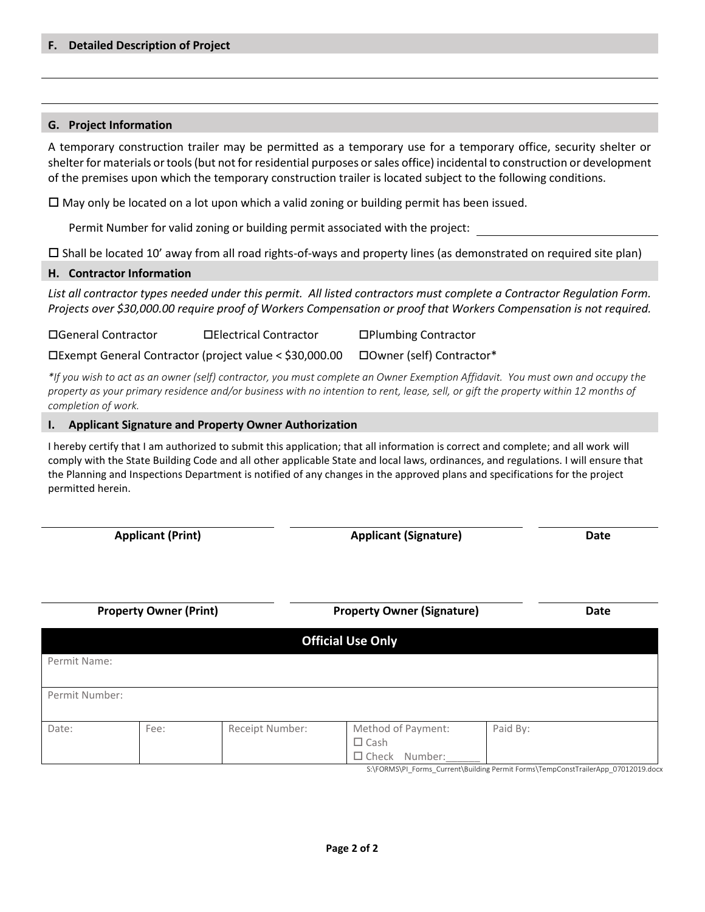## F. Detailed Description of Project

______________________________________________________________________

______________________________________________________________________

## G. Project Information

A temporary construction trailer may be permitted as a temporary use for a temporary office, security shelter or shelter for materials or tools (but not for residential purposes or sales office) incidental to construction or development of the premises upon which the temporary construction trailer is located subject to the following conditions.

☐ May only be located on a lot upon which a valid zoning or building permit has been issued.

Permit Number for valid zoning or building permit associated with the project: ____________________

☐ Shall be located 10' away from all road rights-of-ways and property lines (as demonstrated on required site plan)

## H. Contractor Information

*List all contractor types needed under this permit. All listed contractors must complete a Contractor Regulation Form. Projects over $30,000.00 require proof of Workers Compensation or proof that Workers Compensation is not required.*

☐General Contractor ☐Electrical Contractor ☐Plumbing Contractor

☐Exempt General Contractor (project value < $30,000.00 ☐Owner (self) Contractor*

*\*If you wish to act as an owner (self) contractor, you must complete an Owner Exemption Affidavit. You must own and occupy the property as your primary residence and/or business with no intention to rent, lease, sell, or gift the property within 12 months of completion of work.*

## I. Applicant Signature and Property Owner Authorization

I hereby certify that I am authorized to submit this application; that all information is correct and complete; and all work will comply with the State Building Code and all other applicable State and local laws, ordinances, and regulations. I will ensure that the Planning and Inspections Department is notified of any changes in the approved plans and specifications for the project permitted herein.

| **Applicant (Print)** | **Applicant (Signature)** | **Date** |
| --- | --- | --- |
| | | |

| **Property Owner (Print)** | **Property Owner (Signature)** | **Date** |
| --- | --- | --- |
| | | |

**Official Use Only**

| | | | | |
| --- | --- | --- | --- | --- |
| Permit Name: | | | | |
| Permit Number: | | | | |
| Date: | Fee: | Receipt Number: | Method of Payment:<br>☐ Cash<br>☐ Check Number:______ | Paid By: |

S:\FORMS\PI_Forms_Current\Building Permit Forms\TempConstTrailerApp_07012019.docx